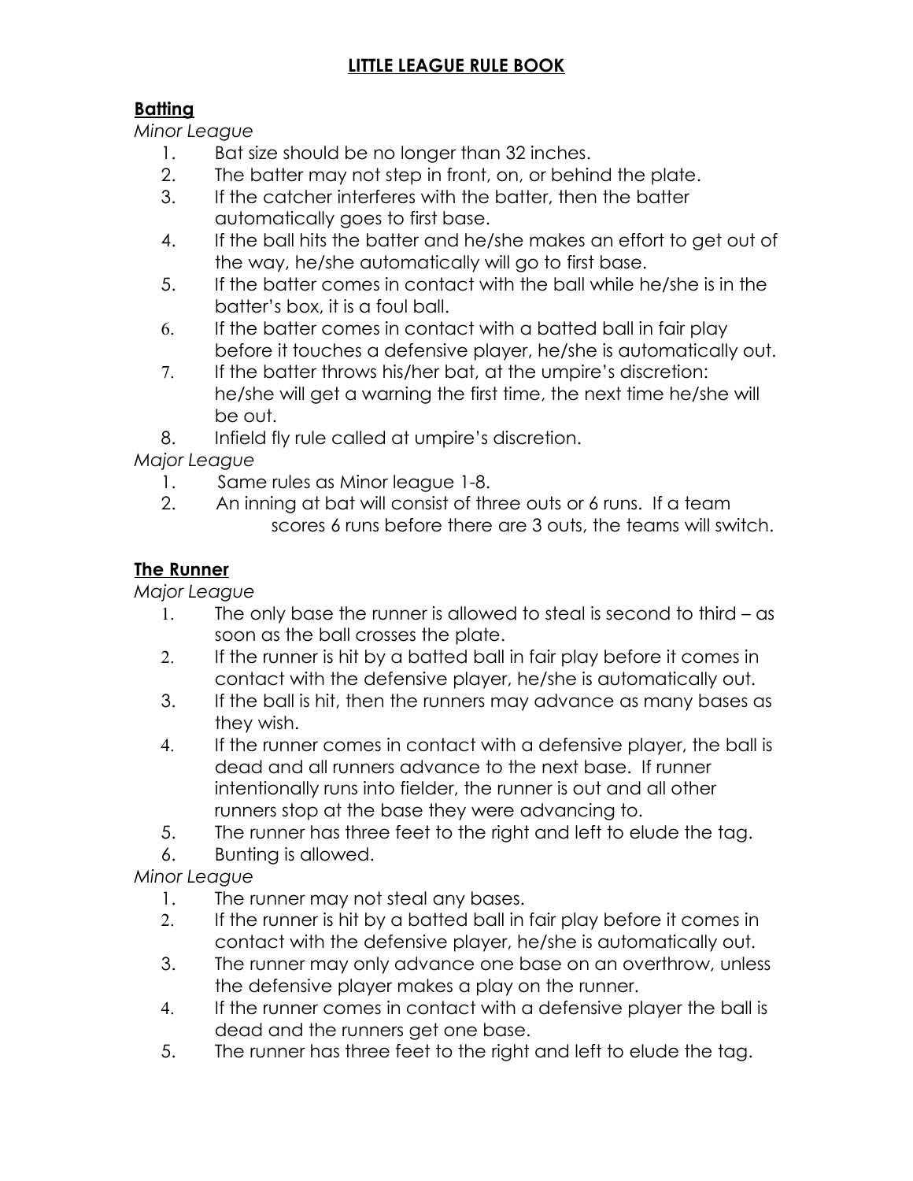# LITTLE LEAGUE RULE BOOK

## Batting

*Minor League*

1. Bat size should be no longer than 32 inches.
2. The batter may not step in front, on, or behind the plate.
3. If the catcher interferes with the batter, then the batter automatically goes to first base.
4. If the ball hits the batter and he/she makes an effort to get out of the way, he/she automatically will go to first base.
5. If the batter comes in contact with the ball while he/she is in the batter's box, it is a foul ball.
6. If the batter comes in contact with a batted ball in fair play before it touches a defensive player, he/she is automatically out.
7. If the batter throws his/her bat, at the umpire's discretion: he/she will get a warning the first time, the next time he/she will be out.
8. Infield fly rule called at umpire's discretion.

*Major League*

1. Same rules as Minor league 1-8.
2. An inning at bat will consist of three outs or 6 runs. If a team scores 6 runs before there are 3 outs, the teams will switch.

## The Runner

*Major League*

1. The only base the runner is allowed to steal is second to third – as soon as the ball crosses the plate.
2. If the runner is hit by a batted ball in fair play before it comes in contact with the defensive player, he/she is automatically out.
3. If the ball is hit, then the runners may advance as many bases as they wish.
4. If the runner comes in contact with a defensive player, the ball is dead and all runners advance to the next base. If runner intentionally runs into fielder, the runner is out and all other runners stop at the base they were advancing to.
5. The runner has three feet to the right and left to elude the tag.
6. Bunting is allowed.

*Minor League*

1. The runner may not steal any bases.
2. If the runner is hit by a batted ball in fair play before it comes in contact with the defensive player, he/she is automatically out.
3. The runner may only advance one base on an overthrow, unless the defensive player makes a play on the runner.
4. If the runner comes in contact with a defensive player the ball is dead and the runners get one base.
5. The runner has three feet to the right and left to elude the tag.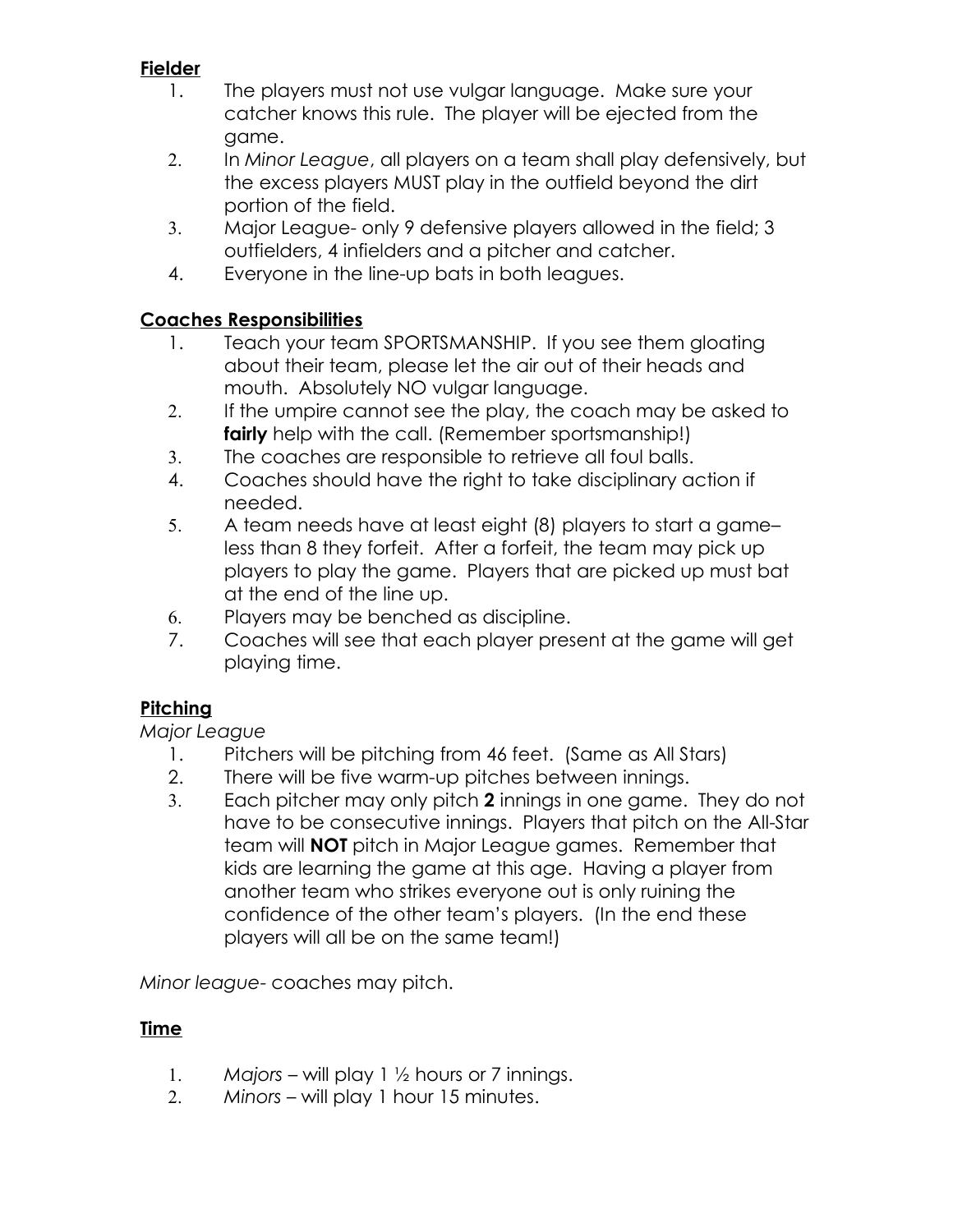**Fielder**

1. The players must not use vulgar language. Make sure your catcher knows this rule. The player will be ejected from the game.
2. In *Minor League*, all players on a team shall play defensively, but the excess players MUST play in the outfield beyond the dirt portion of the field.
3. Major League- only 9 defensive players allowed in the field; 3 outfielders, 4 infielders and a pitcher and catcher.
4. Everyone in the line-up bats in both leagues.

**Coaches Responsibilities**

1. Teach your team SPORTSMANSHIP. If you see them gloating about their team, please let the air out of their heads and mouth. Absolutely NO vulgar language.
2. If the umpire cannot see the play, the coach may be asked to **fairly** help with the call. (Remember sportsmanship!)
3. The coaches are responsible to retrieve all foul balls.
4. Coaches should have the right to take disciplinary action if needed.
5. A team needs have at least eight (8) players to start a game– less than 8 they forfeit. After a forfeit, the team may pick up players to play the game. Players that are picked up must bat at the end of the line up.
6. Players may be benched as discipline.
7. Coaches will see that each player present at the game will get playing time.

**Pitching**

*Major League*

1. Pitchers will be pitching from 46 feet. (Same as All Stars)
2. There will be five warm-up pitches between innings.
3. Each pitcher may only pitch **2** innings in one game. They do not have to be consecutive innings. Players that pitch on the All-Star team will **NOT** pitch in Major League games. Remember that kids are learning the game at this age. Having a player from another team who strikes everyone out is only ruining the confidence of the other team's players. (In the end these players will all be on the same team!)

*Minor league*- coaches may pitch.

**Time**

1. *Majors* – will play 1 ½ hours or 7 innings.
2. *Minors* – will play 1 hour 15 minutes.